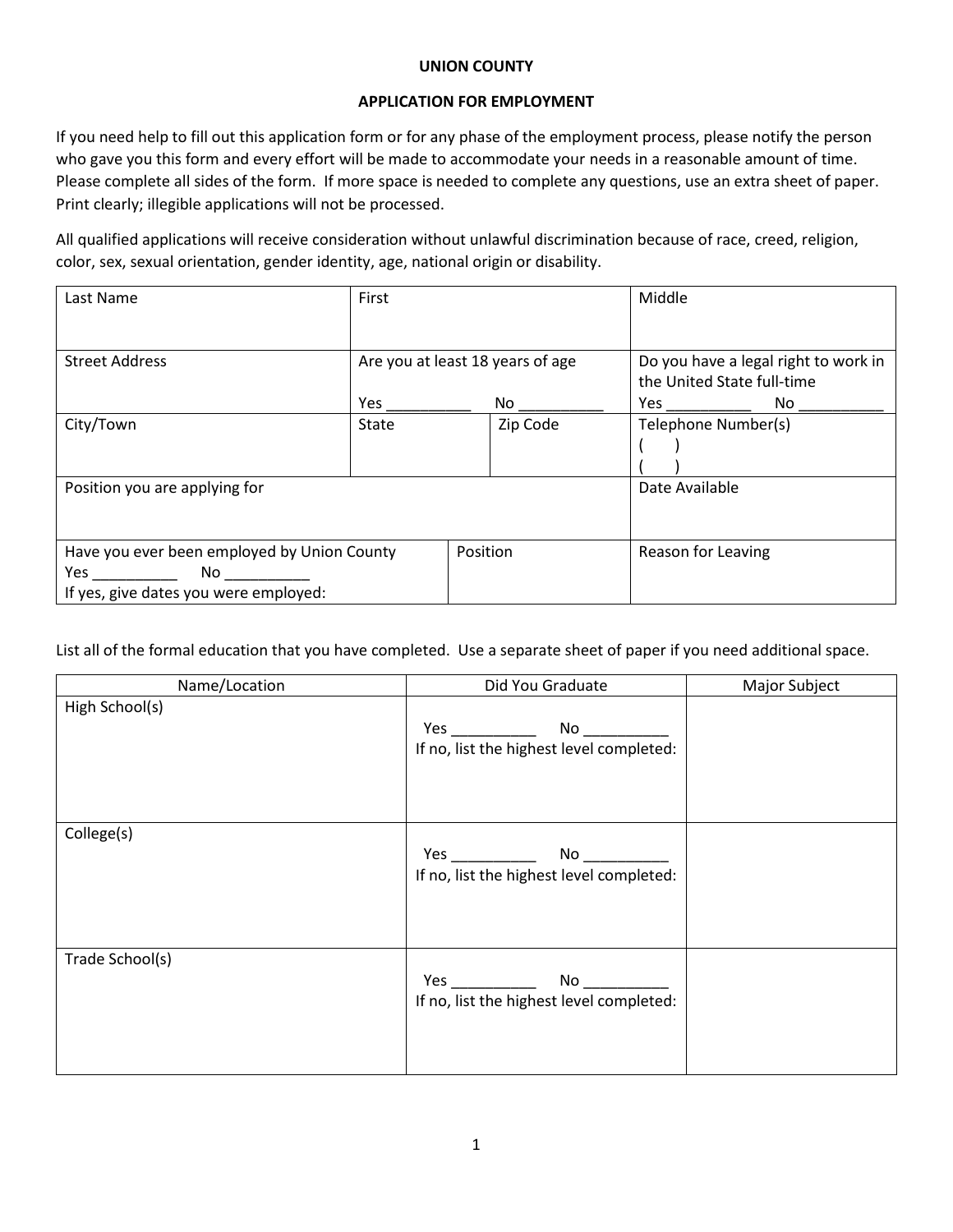**UNION COUNTY**

**APPLICATION FOR EMPLOYMENT**

If you need help to fill out this application form or for any phase of the employment process, please notify the person who gave you this form and every effort will be made to accommodate your needs in a reasonable amount of time. Please complete all sides of the form. If more space is needed to complete any questions, use an extra sheet of paper. Print clearly; illegible applications will not be processed.

All qualified applications will receive consideration without unlawful discrimination because of race, creed, religion, color, sex, sexual orientation, gender identity, age, national origin or disability.

| Last Name | First | | Middle |
|---|---|---|---|
| Street Address | Are you at least 18 years of age<br>Yes __________ No __________ | | Do you have a legal right to work in the United State full-time<br>Yes __________ No __________ |
| City/Town | State | Zip Code | Telephone Number(s)<br>( )<br>( ) |
| Position you are applying for | | | Date Available |
| Have you ever been employed by Union County<br>Yes __________ No __________<br>If yes, give dates you were employed: | Position | | Reason for Leaving |

List all of the formal education that you have completed. Use a separate sheet of paper if you need additional space.

| Name/Location | Did You Graduate | Major Subject |
|---|---|---|
| High School(s) | Yes __________ No __________<br>If no, list the highest level completed: | |
| College(s) | Yes __________ No __________<br>If no, list the highest level completed: | |
| Trade School(s) | Yes __________ No __________<br>If no, list the highest level completed: | |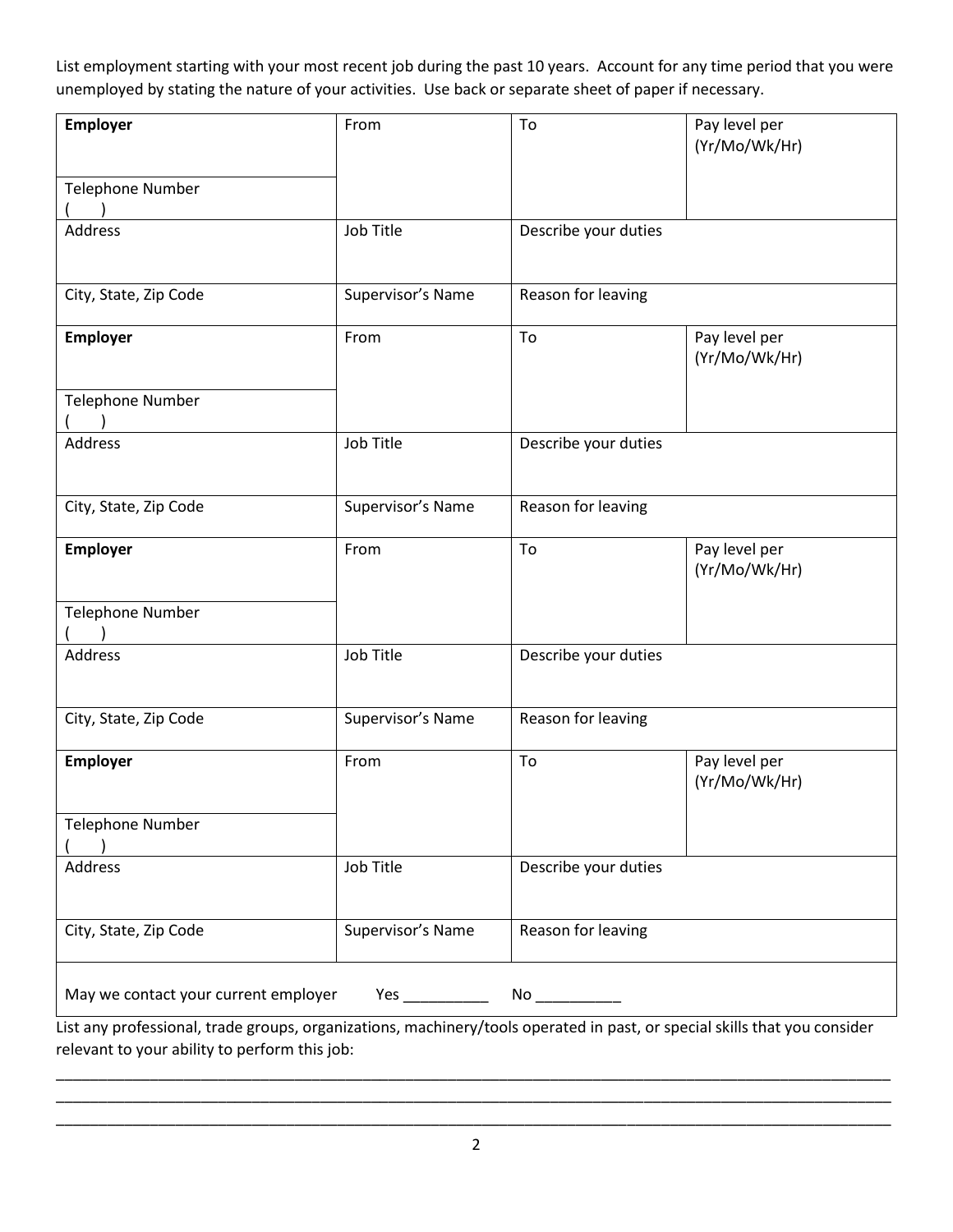List employment starting with your most recent job during the past 10 years. Account for any time period that you were unemployed by stating the nature of your activities. Use back or separate sheet of paper if necessary.

| **Employer** | From | To | Pay level per (Yr/Mo/Wk/Hr) |
|---|---|---|---|
| Telephone Number ( ) | | | |
| Address | Job Title | Describe your duties | |
| City, State, Zip Code | Supervisor's Name | Reason for leaving | |
| **Employer** | From | To | Pay level per (Yr/Mo/Wk/Hr) |
| Telephone Number ( ) | | | |
| Address | Job Title | Describe your duties | |
| City, State, Zip Code | Supervisor's Name | Reason for leaving | |
| **Employer** | From | To | Pay level per (Yr/Mo/Wk/Hr) |
| Telephone Number ( ) | | | |
| Address | Job Title | Describe your duties | |
| City, State, Zip Code | Supervisor's Name | Reason for leaving | |
| **Employer** | From | To | Pay level per (Yr/Mo/Wk/Hr) |
| Telephone Number ( ) | | | |
| Address | Job Title | Describe your duties | |
| City, State, Zip Code | Supervisor's Name | Reason for leaving | |
| May we contact your current employer Yes __________ No __________ | | | |

List any professional, trade groups, organizations, machinery/tools operated in past, or special skills that you consider relevant to your ability to perform this job:

_____________________________________________________________________________________________

_____________________________________________________________________________________________

_____________________________________________________________________________________________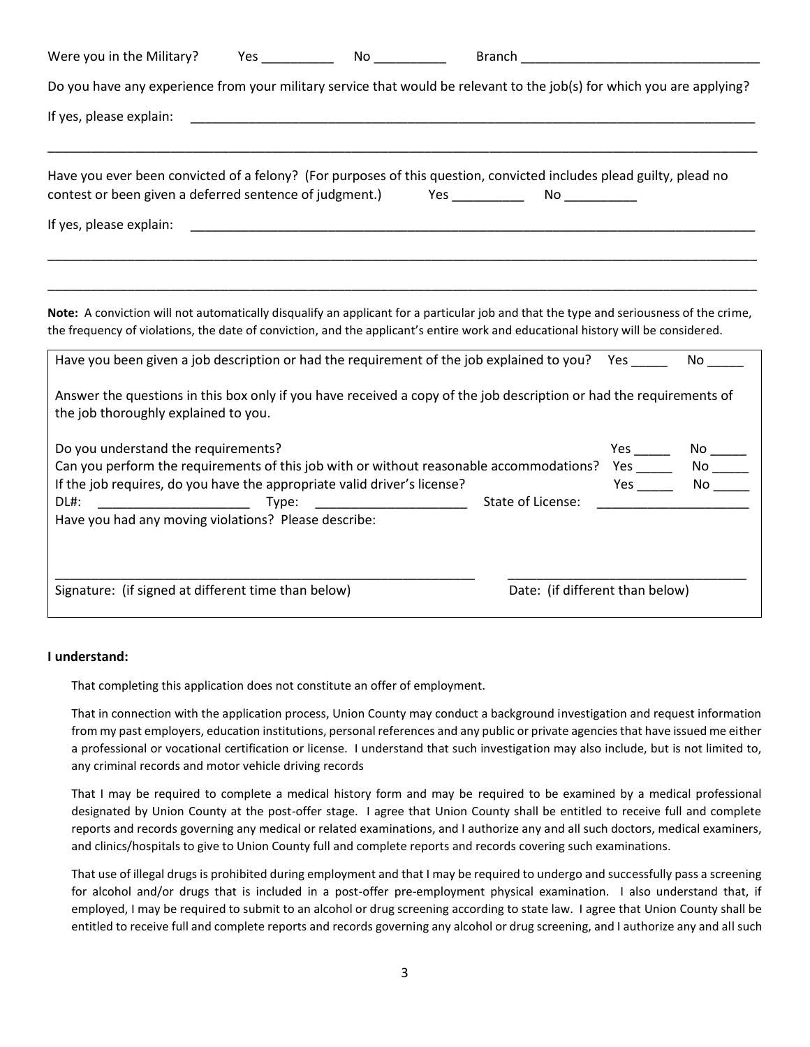Were you in the Military? Yes __________ No __________ Branch ________________________________

Do you have any experience from your military service that would be relevant to the job(s) for which you are applying?

If yes, please explain: ________________________________________________________________________________

____________________________________________________________________________________________________

Have you ever been convicted of a felony? (For purposes of this question, convicted includes plead guilty, plead no contest or been given a deferred sentence of judgment.) Yes __________ No __________

If yes, please explain: ________________________________________________________________________________

____________________________________________________________________________________________________

____________________________________________________________________________________________________

**Note:** A conviction will not automatically disqualify an applicant for a particular job and that the type and seriousness of the crime, the frequency of violations, the date of conviction, and the applicant's entire work and educational history will be considered.

Have you been given a job description or had the requirement of the job explained to you? Yes _____ No _____

Answer the questions in this box only if you have received a copy of the job description or had the requirements of the job thoroughly explained to you.

Do you understand the requirements? Yes _____ No _____

Can you perform the requirements of this job with or without reasonable accommodations? Yes _____ No _____

If the job requires, do you have the appropriate valid driver's license? Yes _____ No _____

DL#: ____________________ Type: ____________________ State of License: ____________________

Have you had any moving violations? Please describe:

_______________________________________________ _______________________________

Signature: (if signed at different time than below) Date: (if different than below)

**I understand:**

That completing this application does not constitute an offer of employment.

That in connection with the application process, Union County may conduct a background investigation and request information from my past employers, education institutions, personal references and any public or private agencies that have issued me either a professional or vocational certification or license. I understand that such investigation may also include, but is not limited to, any criminal records and motor vehicle driving records

That I may be required to complete a medical history form and may be required to be examined by a medical professional designated by Union County at the post-offer stage. I agree that Union County shall be entitled to receive full and complete reports and records governing any medical or related examinations, and I authorize any and all such doctors, medical examiners, and clinics/hospitals to give to Union County full and complete reports and records covering such examinations.

That use of illegal drugs is prohibited during employment and that I may be required to undergo and successfully pass a screening for alcohol and/or drugs that is included in a post-offer pre-employment physical examination. I also understand that, if employed, I may be required to submit to an alcohol or drug screening according to state law. I agree that Union County shall be entitled to receive full and complete reports and records governing any alcohol or drug screening, and I authorize any and all such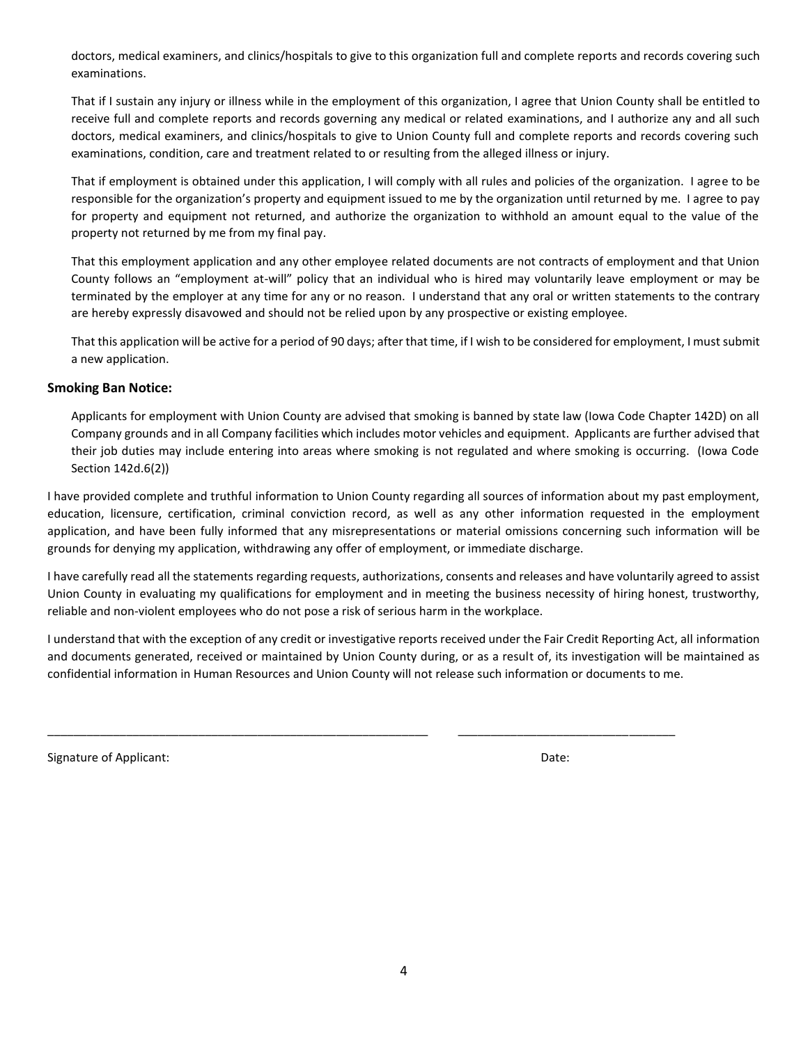doctors, medical examiners, and clinics/hospitals to give to this organization full and complete reports and records covering such examinations.

That if I sustain any injury or illness while in the employment of this organization, I agree that Union County shall be entitled to receive full and complete reports and records governing any medical or related examinations, and I authorize any and all such doctors, medical examiners, and clinics/hospitals to give to Union County full and complete reports and records covering such examinations, condition, care and treatment related to or resulting from the alleged illness or injury.

That if employment is obtained under this application, I will comply with all rules and policies of the organization. I agree to be responsible for the organization's property and equipment issued to me by the organization until returned by me. I agree to pay for property and equipment not returned, and authorize the organization to withhold an amount equal to the value of the property not returned by me from my final pay.

That this employment application and any other employee related documents are not contracts of employment and that Union County follows an "employment at-will" policy that an individual who is hired may voluntarily leave employment or may be terminated by the employer at any time for any or no reason. I understand that any oral or written statements to the contrary are hereby expressly disavowed and should not be relied upon by any prospective or existing employee.

That this application will be active for a period of 90 days; after that time, if I wish to be considered for employment, I must submit a new application.

**Smoking Ban Notice:**

Applicants for employment with Union County are advised that smoking is banned by state law (Iowa Code Chapter 142D) on all Company grounds and in all Company facilities which includes motor vehicles and equipment. Applicants are further advised that their job duties may include entering into areas where smoking is not regulated and where smoking is occurring. (Iowa Code Section 142d.6(2))

I have provided complete and truthful information to Union County regarding all sources of information about my past employment, education, licensure, certification, criminal conviction record, as well as any other information requested in the employment application, and have been fully informed that any misrepresentations or material omissions concerning such information will be grounds for denying my application, withdrawing any offer of employment, or immediate discharge.

I have carefully read all the statements regarding requests, authorizations, consents and releases and have voluntarily agreed to assist Union County in evaluating my qualifications for employment and in meeting the business necessity of hiring honest, trustworthy, reliable and non-violent employees who do not pose a risk of serious harm in the workplace.

I understand that with the exception of any credit or investigative reports received under the Fair Credit Reporting Act, all information and documents generated, received or maintained by Union County during, or as a result of, its investigation will be maintained as confidential information in Human Resources and Union County will not release such information or documents to me.

_____________________________________________________________ __________________________________

Signature of Applicant: Date: